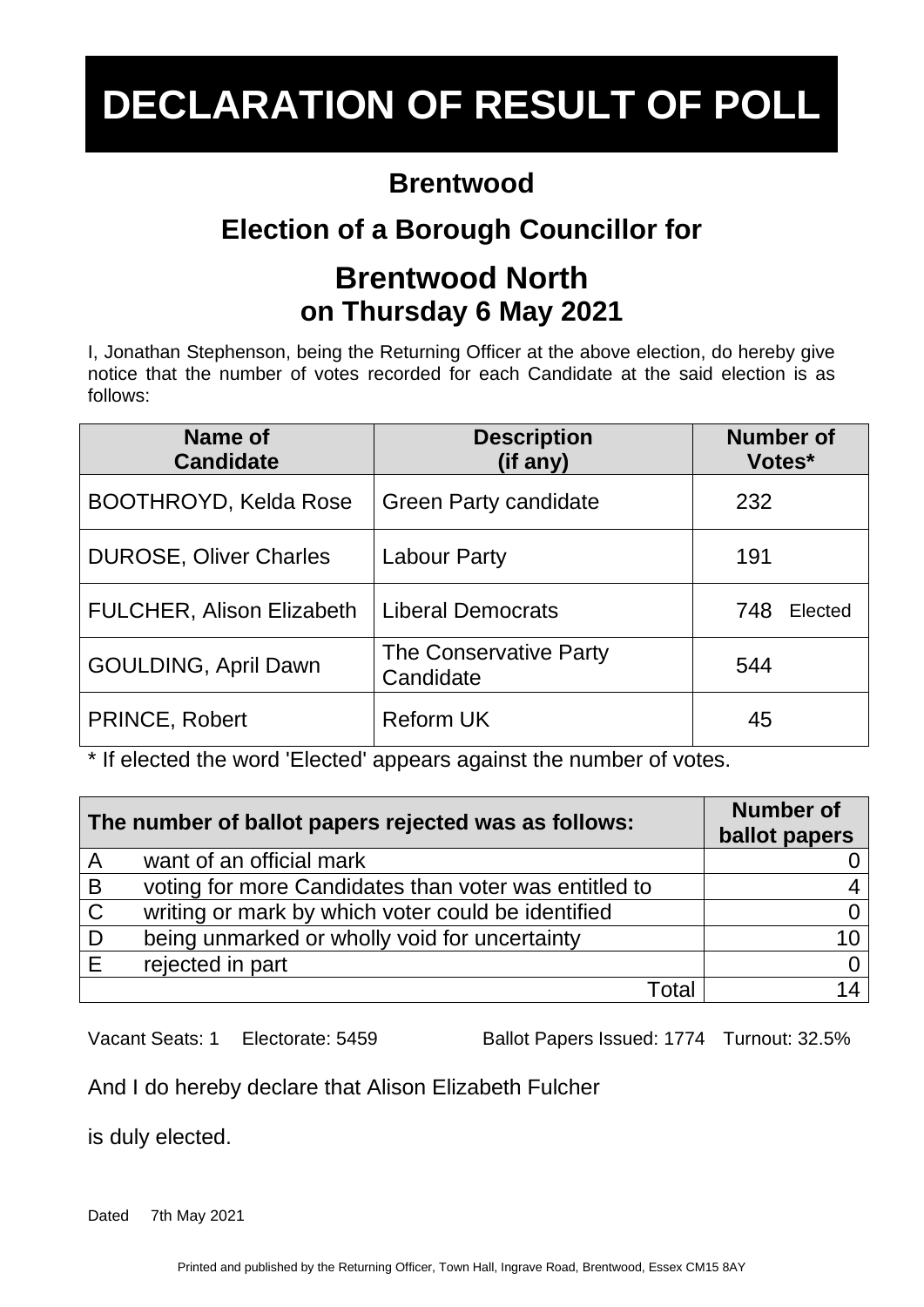# DECLARATION OF RESULT OF POLL

## Brentwood

## Election of a Borough Councillor for

## Brentwood North
### on Thursday 6 May 2021

I, Jonathan Stephenson, being the Returning Officer at the above election, do hereby give notice that the number of votes recorded for each Candidate at the said election is as follows:

| Name of Candidate | Description (if any) | Number of Votes* |
|---|---|---|
| BOOTHROYD, Kelda Rose | Green Party candidate | 232 |
| DUROSE, Oliver Charles | Labour Party | 191 |
| FULCHER, Alison Elizabeth | Liberal Democrats | 748 Elected |
| GOULDING, April Dawn | The Conservative Party Candidate | 544 |
| PRINCE, Robert | Reform UK | 45 |

* If elected the word 'Elected' appears against the number of votes.

| The number of ballot papers rejected was as follows: | | Number of ballot papers |
|---|---|---|
| A | want of an official mark | 0 |
| B | voting for more Candidates than voter was entitled to | 4 |
| C | writing or mark by which voter could be identified | 0 |
| D | being unmarked or wholly void for uncertainty | 10 |
| E | rejected in part | 0 |
| | Total | 14 |

Vacant Seats: 1 Electorate: 5459 Ballot Papers Issued: 1774 Turnout: 32.5%

And I do hereby declare that Alison Elizabeth Fulcher

is duly elected.

Dated 7th May 2021

Printed and published by the Returning Officer, Town Hall, Ingrave Road, Brentwood, Essex CM15 8AY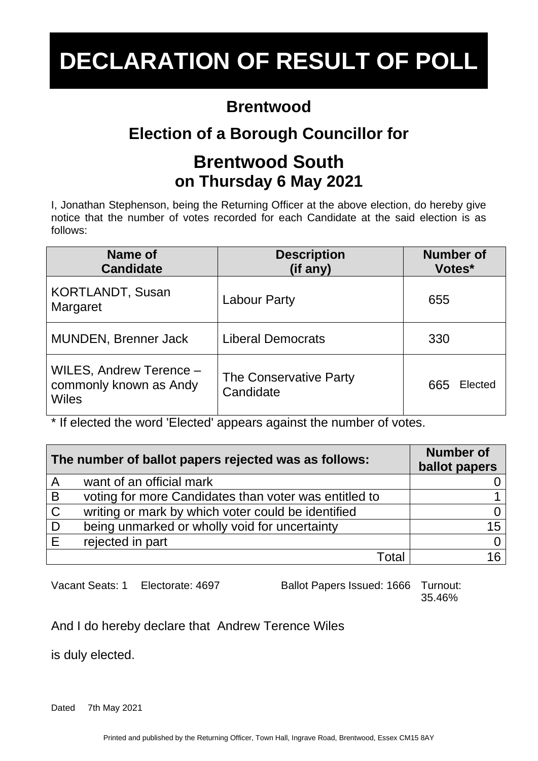# DECLARATION OF RESULT OF POLL

## Brentwood

## Election of a Borough Councillor for

## Brentwood South
### on Thursday 6 May 2021

I, Jonathan Stephenson, being the Returning Officer at the above election, do hereby give notice that the number of votes recorded for each Candidate at the said election is as follows:

| Name of Candidate | Description (if any) | Number of Votes* |
|---|---|---|
| KORTLANDT, Susan Margaret | Labour Party | 655 |
| MUNDEN, Brenner Jack | Liberal Democrats | 330 |
| WILES, Andrew Terence – commonly known as Andy Wiles | The Conservative Party Candidate | 665 Elected |

* If elected the word 'Elected' appears against the number of votes.

| | The number of ballot papers rejected was as follows: | Number of ballot papers |
|---|---|---|
| A | want of an official mark | 0 |
| B | voting for more Candidates than voter was entitled to | 1 |
| C | writing or mark by which voter could be identified | 0 |
| D | being unmarked or wholly void for uncertainty | 15 |
| E | rejected in part | 0 |
| | Total | 16 |

Vacant Seats: 1 Electorate: 4697 Ballot Papers Issued: 1666 Turnout: 35.46%

And I do hereby declare that Andrew Terence Wiles

is duly elected.

Dated 7th May 2021

Printed and published by the Returning Officer, Town Hall, Ingrave Road, Brentwood, Essex CM15 8AY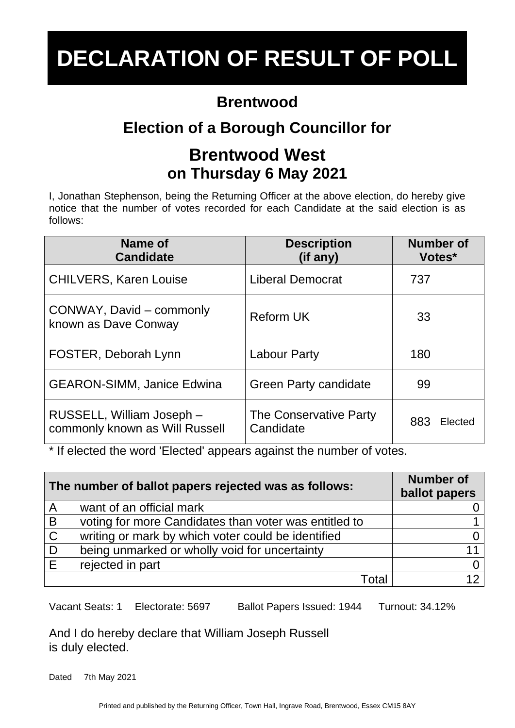# DECLARATION OF RESULT OF POLL

## Brentwood

## Election of a Borough Councillor for

## Brentwood West
## on Thursday 6 May 2021

I, Jonathan Stephenson, being the Returning Officer at the above election, do hereby give notice that the number of votes recorded for each Candidate at the said election is as follows:

| Name of Candidate | Description (if any) | Number of Votes* |
|---|---|---|
| CHILVERS, Karen Louise | Liberal Democrat | 737 |
| CONWAY, David – commonly known as Dave Conway | Reform UK | 33 |
| FOSTER, Deborah Lynn | Labour Party | 180 |
| GEARON-SIMM, Janice Edwina | Green Party candidate | 99 |
| RUSSELL, William Joseph – commonly known as Will Russell | The Conservative Party Candidate | 883 Elected |

* If elected the word 'Elected' appears against the number of votes.

| The number of ballot papers rejected was as follows: | | Number of ballot papers |
|---|---|---|
| A | want of an official mark | 0 |
| B | voting for more Candidates than voter was entitled to | 1 |
| C | writing or mark by which voter could be identified | 0 |
| D | being unmarked or wholly void for uncertainty | 11 |
| E | rejected in part | 0 |
| | Total | 12 |

Vacant Seats: 1 Electorate: 5697 Ballot Papers Issued: 1944 Turnout: 34.12%

And I do hereby declare that William Joseph Russell is duly elected.

Dated 7th May 2021

Printed and published by the Returning Officer, Town Hall, Ingrave Road, Brentwood, Essex CM15 8AY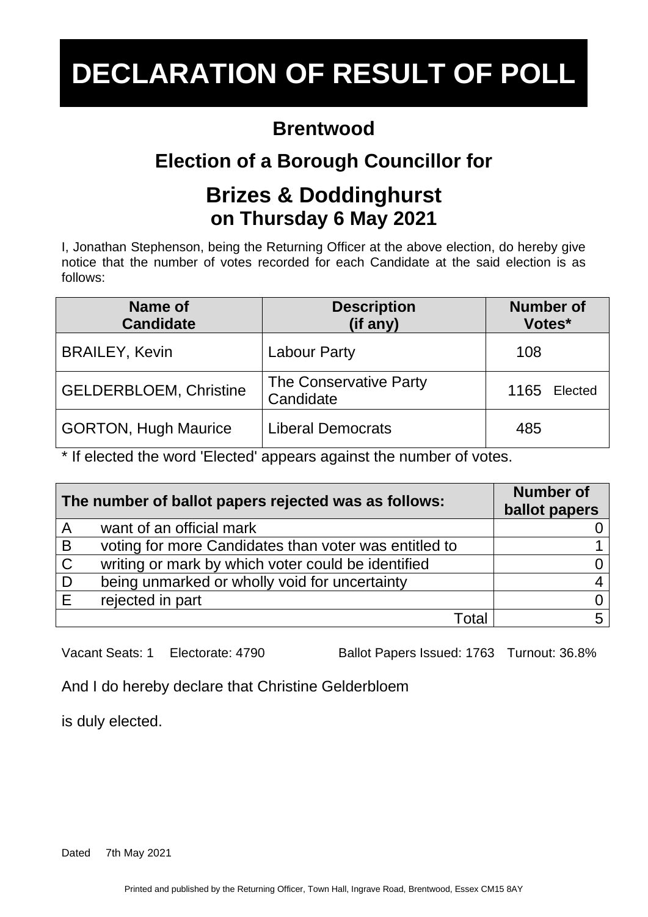# DECLARATION OF RESULT OF POLL

## Brentwood

## Election of a Borough Councillor for

## Brizes & Doddinghurst
**on Thursday 6 May 2021**

I, Jonathan Stephenson, being the Returning Officer at the above election, do hereby give notice that the number of votes recorded for each Candidate at the said election is as follows:

| Name of Candidate | Description (if any) | Number of Votes* |
|---|---|---|
| BRAILEY, Kevin | Labour Party | 108 |
| GELDERBLOEM, Christine | The Conservative Party Candidate | 1165 Elected |
| GORTON, Hugh Maurice | Liberal Democrats | 485 |

* If elected the word 'Elected' appears against the number of votes.

| The number of ballot papers rejected was as follows: | | Number of ballot papers |
|---|---|---|
| A | want of an official mark | 0 |
| B | voting for more Candidates than voter was entitled to | 1 |
| C | writing or mark by which voter could be identified | 0 |
| D | being unmarked or wholly void for uncertainty | 4 |
| E | rejected in part | 0 |
| | Total | 5 |

Vacant Seats: 1 Electorate: 4790 Ballot Papers Issued: 1763 Turnout: 36.8%

And I do hereby declare that Christine Gelderbloem

is duly elected.

Dated 7th May 2021

Printed and published by the Returning Officer, Town Hall, Ingrave Road, Brentwood, Essex CM15 8AY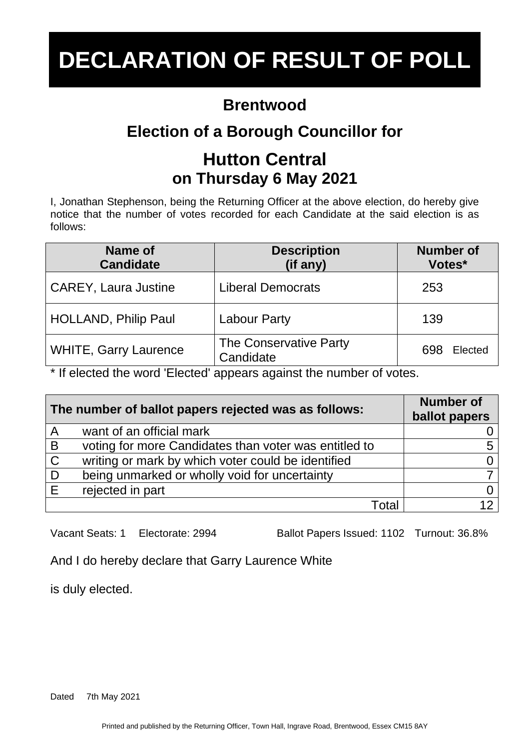# DECLARATION OF RESULT OF POLL

## Brentwood

## Election of a Borough Councillor for

## Hutton Central
### on Thursday 6 May 2021

I, Jonathan Stephenson, being the Returning Officer at the above election, do hereby give notice that the number of votes recorded for each Candidate at the said election is as follows:

| Name of Candidate | Description (if any) | Number of Votes* |
|---|---|---|
| CAREY, Laura Justine | Liberal Democrats | 253 |
| HOLLAND, Philip Paul | Labour Party | 139 |
| WHITE, Garry Laurence | The Conservative Party Candidate | 698 Elected |

* If elected the word 'Elected' appears against the number of votes.

| | The number of ballot papers rejected was as follows: | Number of ballot papers |
|---|---|---|
| A | want of an official mark | 0 |
| B | voting for more Candidates than voter was entitled to | 5 |
| C | writing or mark by which voter could be identified | 0 |
| D | being unmarked or wholly void for uncertainty | 7 |
| E | rejected in part | 0 |
| | Total | 12 |

Vacant Seats: 1 Electorate: 2994 Ballot Papers Issued: 1102 Turnout: 36.8%

And I do hereby declare that Garry Laurence White

is duly elected.

Dated 7th May 2021

Printed and published by the Returning Officer, Town Hall, Ingrave Road, Brentwood, Essex CM15 8AY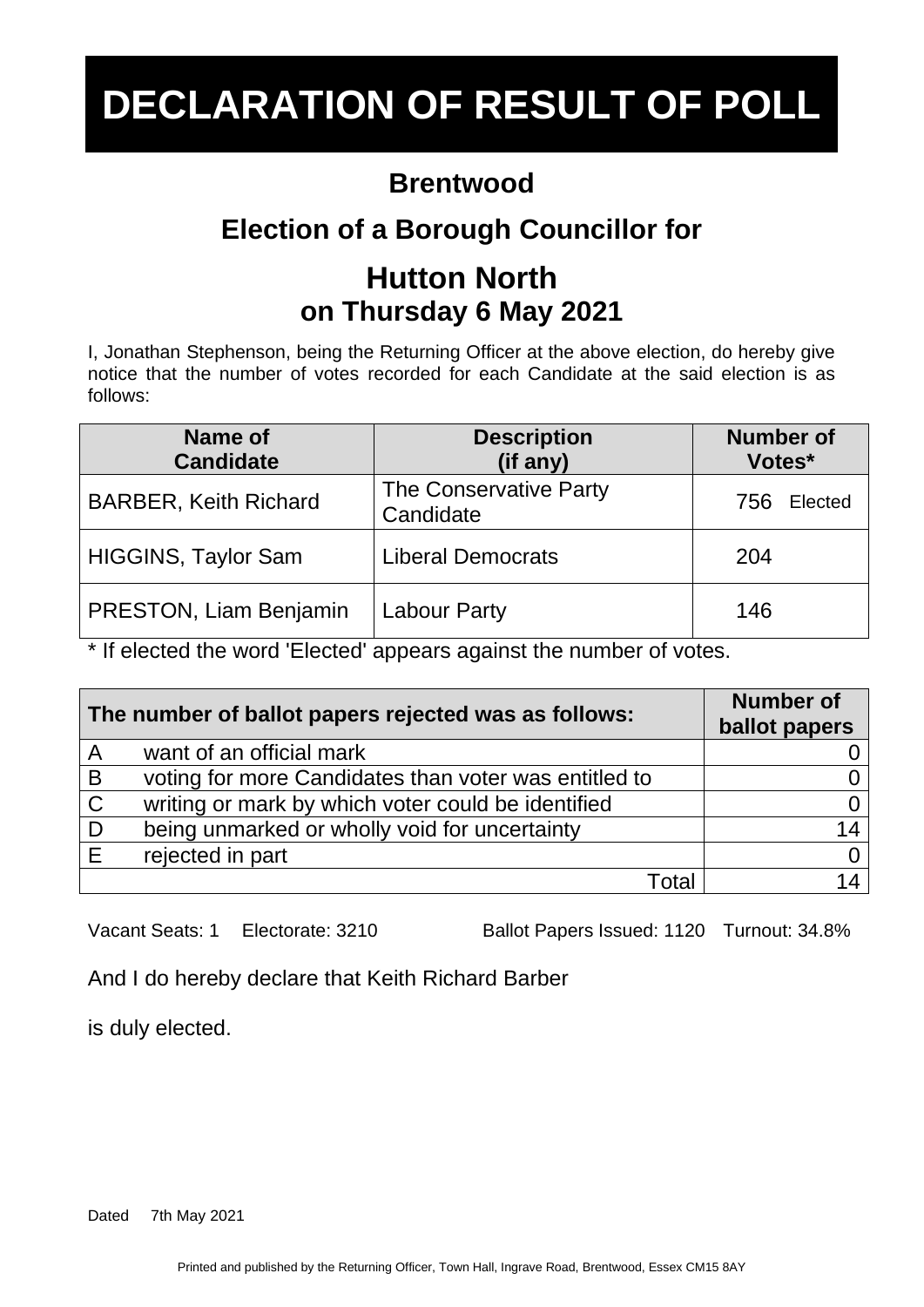# DECLARATION OF RESULT OF POLL

## Brentwood

## Election of a Borough Councillor for

## Hutton North

### on Thursday 6 May 2021

I, Jonathan Stephenson, being the Returning Officer at the above election, do hereby give notice that the number of votes recorded for each Candidate at the said election is as follows:

| Name of Candidate | Description (if any) | Number of Votes* |
|---|---|---|
| BARBER, Keith Richard | The Conservative Party Candidate | 756 Elected |
| HIGGINS, Taylor Sam | Liberal Democrats | 204 |
| PRESTON, Liam Benjamin | Labour Party | 146 |

* If elected the word 'Elected' appears against the number of votes.

| | The number of ballot papers rejected was as follows: | Number of ballot papers |
|---|---|---|
| A | want of an official mark | 0 |
| B | voting for more Candidates than voter was entitled to | 0 |
| C | writing or mark by which voter could be identified | 0 |
| D | being unmarked or wholly void for uncertainty | 14 |
| E | rejected in part | 0 |
| | Total | 14 |

Vacant Seats: 1 Electorate: 3210 Ballot Papers Issued: 1120 Turnout: 34.8%

And I do hereby declare that Keith Richard Barber

is duly elected.

Dated 7th May 2021

Printed and published by the Returning Officer, Town Hall, Ingrave Road, Brentwood, Essex CM15 8AY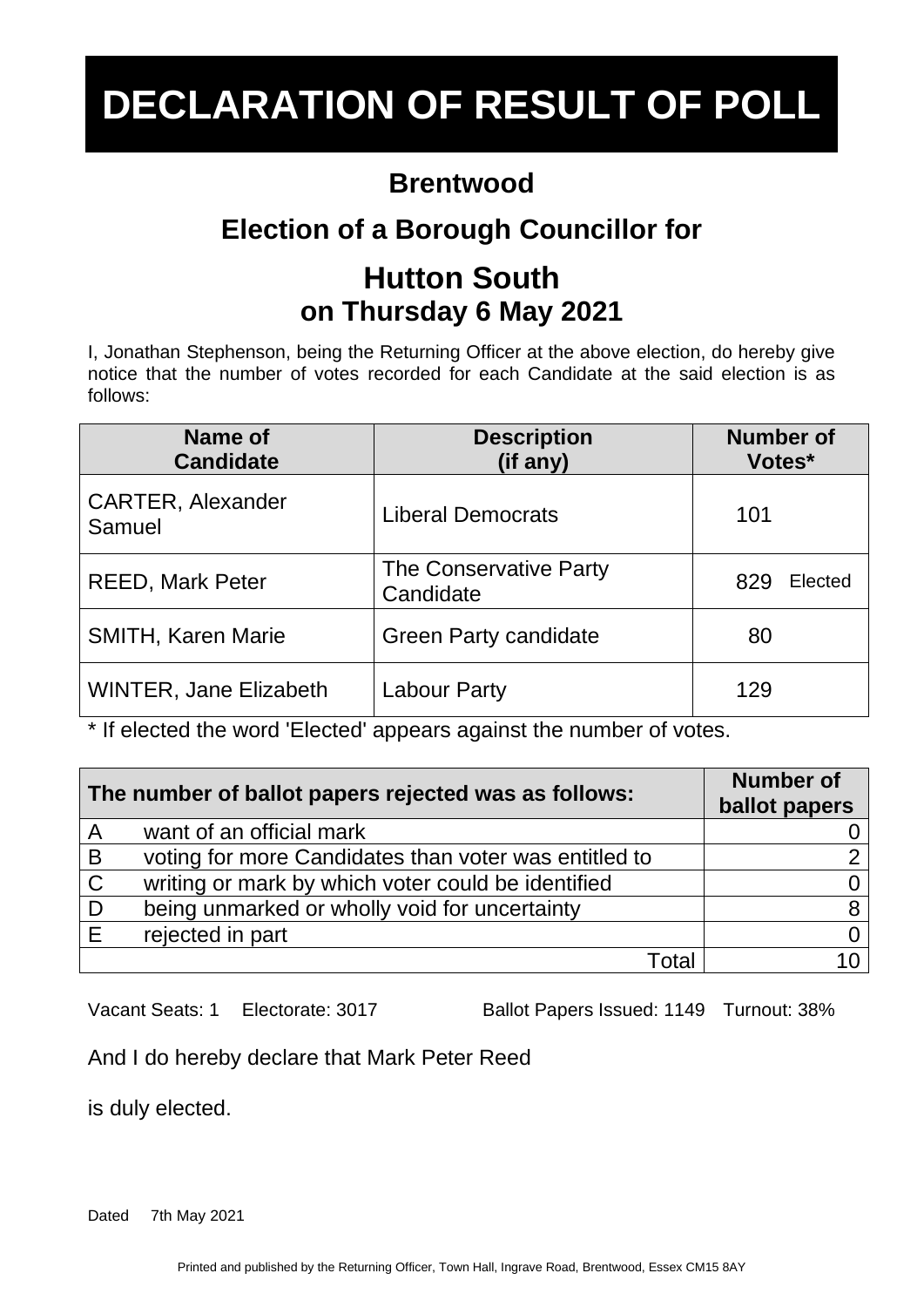# DECLARATION OF RESULT OF POLL

## Brentwood

## Election of a Borough Councillor for

## Hutton South
### on Thursday 6 May 2021

I, Jonathan Stephenson, being the Returning Officer at the above election, do hereby give notice that the number of votes recorded for each Candidate at the said election is as follows:

| Name of Candidate | Description (if any) | Number of Votes* |
|---|---|---|
| CARTER, Alexander Samuel | Liberal Democrats | 101 |
| REED, Mark Peter | The Conservative Party Candidate | 829 Elected |
| SMITH, Karen Marie | Green Party candidate | 80 |
| WINTER, Jane Elizabeth | Labour Party | 129 |

* If elected the word 'Elected' appears against the number of votes.

| The number of ballot papers rejected was as follows: | | Number of ballot papers |
|---|---|---|
| A | want of an official mark | 0 |
| B | voting for more Candidates than voter was entitled to | 2 |
| C | writing or mark by which voter could be identified | 0 |
| D | being unmarked or wholly void for uncertainty | 8 |
| E | rejected in part | 0 |
| | Total | 10 |

Vacant Seats: 1 Electorate: 3017 Ballot Papers Issued: 1149 Turnout: 38%

And I do hereby declare that Mark Peter Reed

is duly elected.

Dated 7th May 2021

Printed and published by the Returning Officer, Town Hall, Ingrave Road, Brentwood, Essex CM15 8AY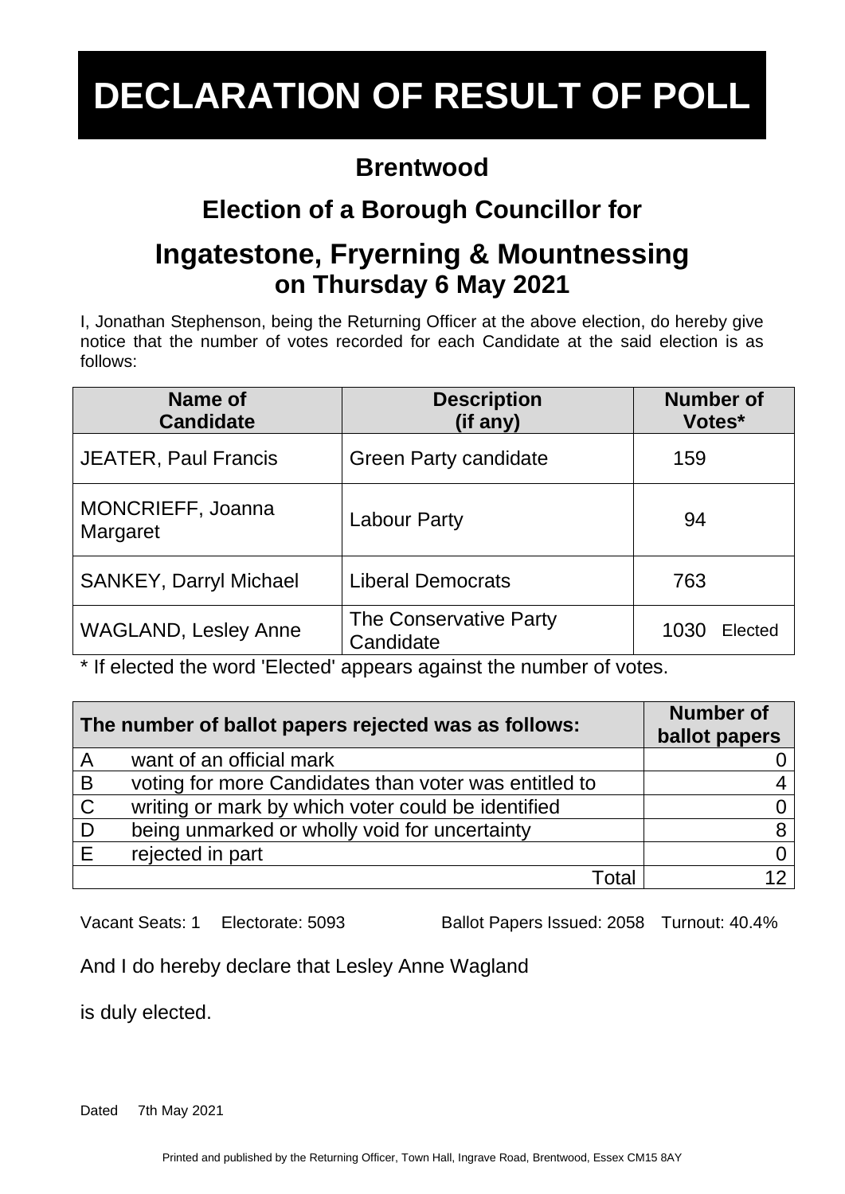# DECLARATION OF RESULT OF POLL

## Brentwood

## Election of a Borough Councillor for

## Ingatestone, Fryerning & Mountnessing
**on Thursday 6 May 2021**

I, Jonathan Stephenson, being the Returning Officer at the above election, do hereby give notice that the number of votes recorded for each Candidate at the said election is as follows:

| Name of Candidate | Description (if any) | Number of Votes* |
|---|---|---|
| JEATER, Paul Francis | Green Party candidate | 159 |
| MONCRIEFF, Joanna Margaret | Labour Party | 94 |
| SANKEY, Darryl Michael | Liberal Democrats | 763 |
| WAGLAND, Lesley Anne | The Conservative Party Candidate | 1030 Elected |

* If elected the word 'Elected' appears against the number of votes.

| The number of ballot papers rejected was as follows: | | Number of ballot papers |
|---|---|---|
| A | want of an official mark | 0 |
| B | voting for more Candidates than voter was entitled to | 4 |
| C | writing or mark by which voter could be identified | 0 |
| D | being unmarked or wholly void for uncertainty | 8 |
| E | rejected in part | 0 |
| | Total | 12 |

Vacant Seats: 1 Electorate: 5093 Ballot Papers Issued: 2058 Turnout: 40.4%

And I do hereby declare that Lesley Anne Wagland

is duly elected.

Dated 7th May 2021

Printed and published by the Returning Officer, Town Hall, Ingrave Road, Brentwood, Essex CM15 8AY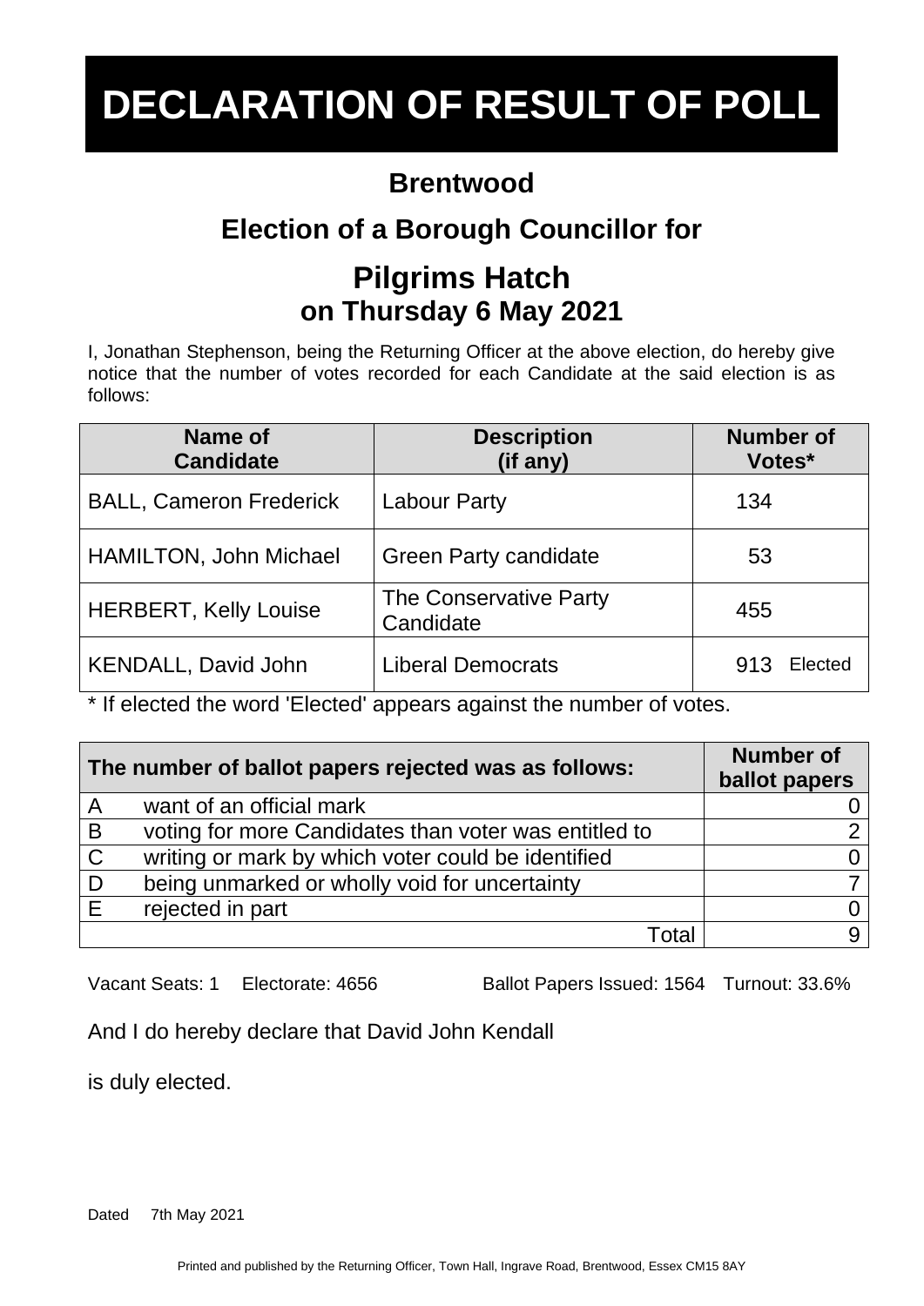# DECLARATION OF RESULT OF POLL

## Brentwood

## Election of a Borough Councillor for

## Pilgrims Hatch
### on Thursday 6 May 2021

I, Jonathan Stephenson, being the Returning Officer at the above election, do hereby give notice that the number of votes recorded for each Candidate at the said election is as follows:

| Name of Candidate | Description (if any) | Number of Votes* |
|---|---|---|
| BALL, Cameron Frederick | Labour Party | 134 |
| HAMILTON, John Michael | Green Party candidate | 53 |
| HERBERT, Kelly Louise | The Conservative Party Candidate | 455 |
| KENDALL, David John | Liberal Democrats | 913 Elected |

* If elected the word 'Elected' appears against the number of votes.

| The number of ballot papers rejected was as follows: | | Number of ballot papers |
|---|---|---|
| A | want of an official mark | 0 |
| B | voting for more Candidates than voter was entitled to | 2 |
| C | writing or mark by which voter could be identified | 0 |
| D | being unmarked or wholly void for uncertainty | 7 |
| E | rejected in part | 0 |
| | Total | 9 |

Vacant Seats: 1 Electorate: 4656 Ballot Papers Issued: 1564 Turnout: 33.6%

And I do hereby declare that David John Kendall

is duly elected.

Dated 7th May 2021

Printed and published by the Returning Officer, Town Hall, Ingrave Road, Brentwood, Essex CM15 8AY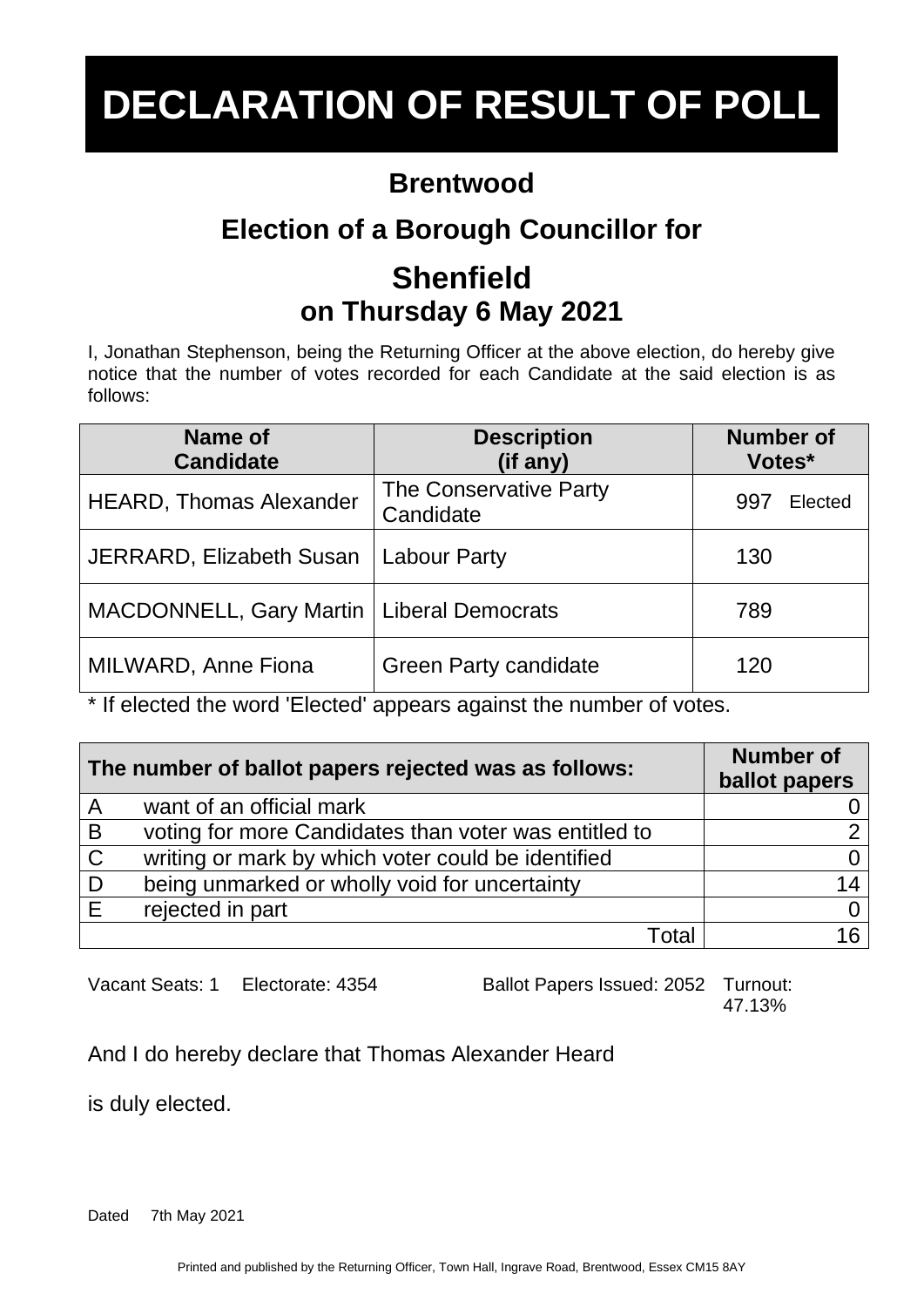# DECLARATION OF RESULT OF POLL

## Brentwood

## Election of a Borough Councillor for

## Shenfield
### on Thursday 6 May 2021

I, Jonathan Stephenson, being the Returning Officer at the above election, do hereby give notice that the number of votes recorded for each Candidate at the said election is as follows:

| Name of Candidate | Description (if any) | Number of Votes* |
|---|---|---|
| HEARD, Thomas Alexander | The Conservative Party Candidate | 997 Elected |
| JERRARD, Elizabeth Susan | Labour Party | 130 |
| MACDONNELL, Gary Martin | Liberal Democrats | 789 |
| MILWARD, Anne Fiona | Green Party candidate | 120 |

* If elected the word 'Elected' appears against the number of votes.

| The number of ballot papers rejected was as follows: | | Number of ballot papers |
|---|---|---|
| A | want of an official mark | 0 |
| B | voting for more Candidates than voter was entitled to | 2 |
| C | writing or mark by which voter could be identified | 0 |
| D | being unmarked or wholly void for uncertainty | 14 |
| E | rejected in part | 0 |
| | Total | 16 |

Vacant Seats: 1 Electorate: 4354 Ballot Papers Issued: 2052 Turnout: 47.13%

And I do hereby declare that Thomas Alexander Heard

is duly elected.

Dated 7th May 2021

Printed and published by the Returning Officer, Town Hall, Ingrave Road, Brentwood, Essex CM15 8AY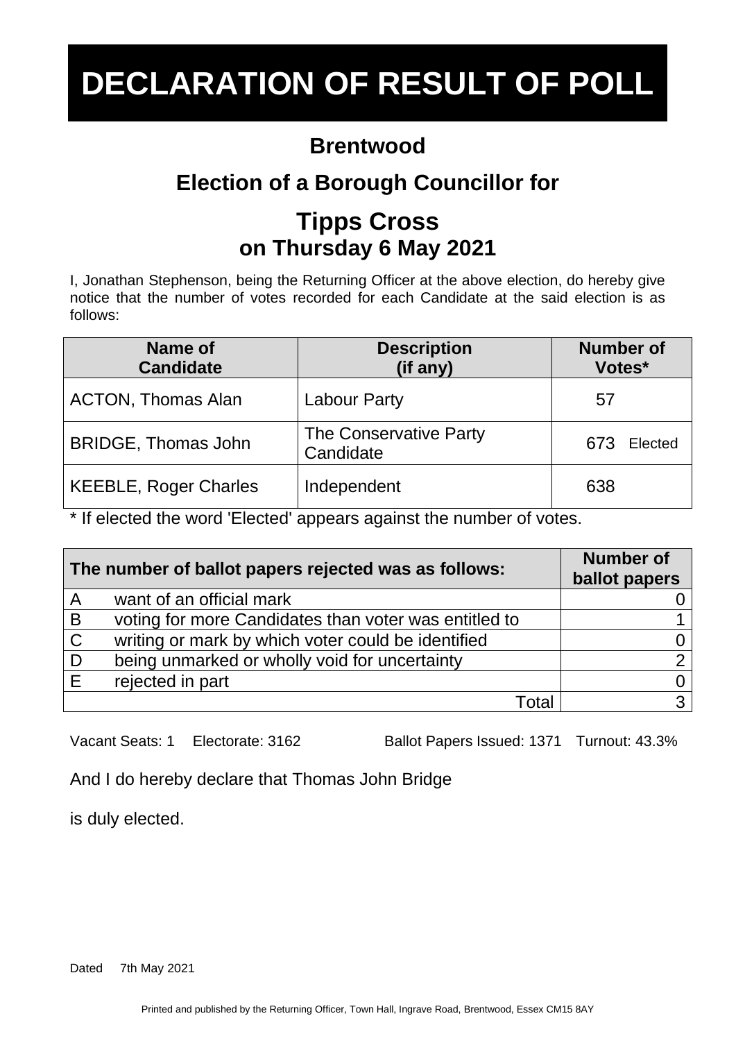# DECLARATION OF RESULT OF POLL

## Brentwood

## Election of a Borough Councillor for

## Tipps Cross
### on Thursday 6 May 2021

I, Jonathan Stephenson, being the Returning Officer at the above election, do hereby give notice that the number of votes recorded for each Candidate at the said election is as follows:

| Name of Candidate | Description (if any) | Number of Votes* |
|---|---|---|
| ACTON, Thomas Alan | Labour Party | 57 |
| BRIDGE, Thomas John | The Conservative Party Candidate | 673 Elected |
| KEEBLE, Roger Charles | Independent | 638 |

* If elected the word 'Elected' appears against the number of votes.

| The number of ballot papers rejected was as follows: | | Number of ballot papers |
|---|---|---|
| A | want of an official mark | 0 |
| B | voting for more Candidates than voter was entitled to | 1 |
| C | writing or mark by which voter could be identified | 0 |
| D | being unmarked or wholly void for uncertainty | 2 |
| E | rejected in part | 0 |
| | Total | 3 |

Vacant Seats: 1 Electorate: 3162 Ballot Papers Issued: 1371 Turnout: 43.3%

And I do hereby declare that Thomas John Bridge

is duly elected.

Dated 7th May 2021

Printed and published by the Returning Officer, Town Hall, Ingrave Road, Brentwood, Essex CM15 8AY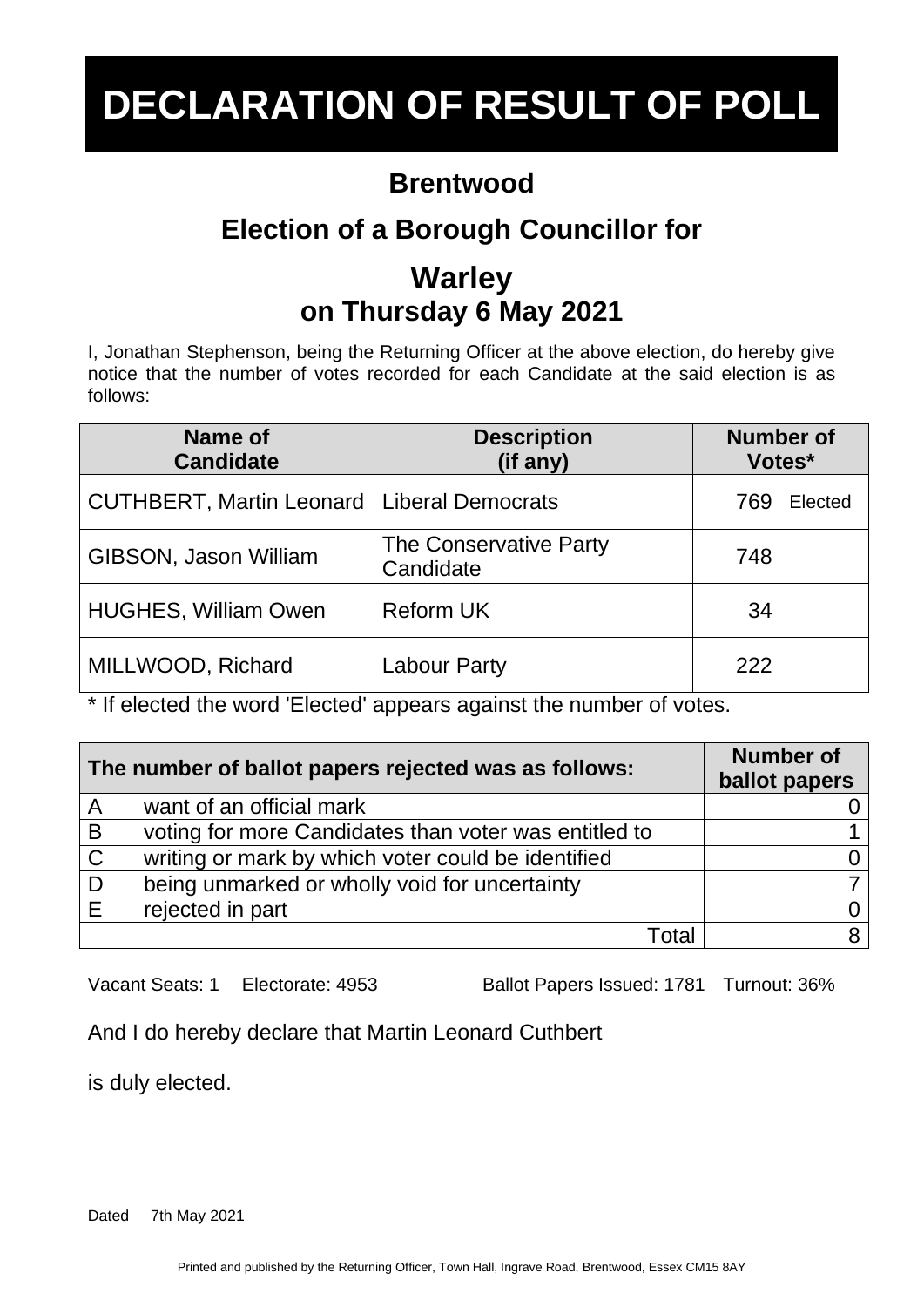# DECLARATION OF RESULT OF POLL

## Brentwood

## Election of a Borough Councillor for

## Warley

### on Thursday 6 May 2021

I, Jonathan Stephenson, being the Returning Officer at the above election, do hereby give notice that the number of votes recorded for each Candidate at the said election is as follows:

| Name of Candidate | Description (if any) | Number of Votes* |
|---|---|---|
| CUTHBERT, Martin Leonard | Liberal Democrats | 769 Elected |
| GIBSON, Jason William | The Conservative Party Candidate | 748 |
| HUGHES, William Owen | Reform UK | 34 |
| MILLWOOD, Richard | Labour Party | 222 |

* If elected the word 'Elected' appears against the number of votes.

| The number of ballot papers rejected was as follows: | | Number of ballot papers |
|---|---|---|
| A | want of an official mark | 0 |
| B | voting for more Candidates than voter was entitled to | 1 |
| C | writing or mark by which voter could be identified | 0 |
| D | being unmarked or wholly void for uncertainty | 7 |
| E | rejected in part | 0 |
| | Total | 8 |

Vacant Seats: 1 Electorate: 4953 Ballot Papers Issued: 1781 Turnout: 36%

And I do hereby declare that Martin Leonard Cuthbert

is duly elected.

Dated 7th May 2021

Printed and published by the Returning Officer, Town Hall, Ingrave Road, Brentwood, Essex CM15 8AY